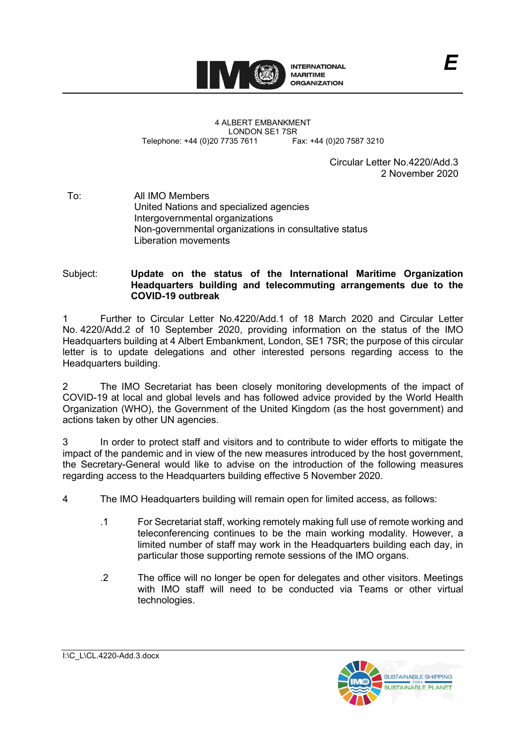INTERNATIONAL MARITIME ORGANIZATION

E

4 ALBERT EMBANKMENT
LONDON SE1 7SR
Telephone: +44 (0)20 7735 7611 Fax: +44 (0)20 7587 3210

Circular Letter No.4220/Add.3
2 November 2020

To: All IMO Members
United Nations and specialized agencies
Intergovernmental organizations
Non-governmental organizations in consultative status
Liberation movements

Subject: **Update on the status of the International Maritime Organization Headquarters building and telecommuting arrangements due to the COVID-19 outbreak**

1 Further to Circular Letter No.4220/Add.1 of 18 March 2020 and Circular Letter No. 4220/Add.2 of 10 September 2020, providing information on the status of the IMO Headquarters building at 4 Albert Embankment, London, SE1 7SR; the purpose of this circular letter is to update delegations and other interested persons regarding access to the Headquarters building.

2 The IMO Secretariat has been closely monitoring developments of the impact of COVID-19 at local and global levels and has followed advice provided by the World Health Organization (WHO), the Government of the United Kingdom (as the host government) and actions taken by other UN agencies.

3 In order to protect staff and visitors and to contribute to wider efforts to mitigate the impact of the pandemic and in view of the new measures introduced by the host government, the Secretary-General would like to advise on the introduction of the following measures regarding access to the Headquarters building effective 5 November 2020.

4 The IMO Headquarters building will remain open for limited access, as follows:

.1 For Secretariat staff, working remotely making full use of remote working and teleconferencing continues to be the main working modality. However, a limited number of staff may work in the Headquarters building each day, in particular those supporting remote sessions of the IMO organs.

.2 The office will no longer be open for delegates and other visitors. Meetings with IMO staff will need to be conducted via Teams or other virtual technologies.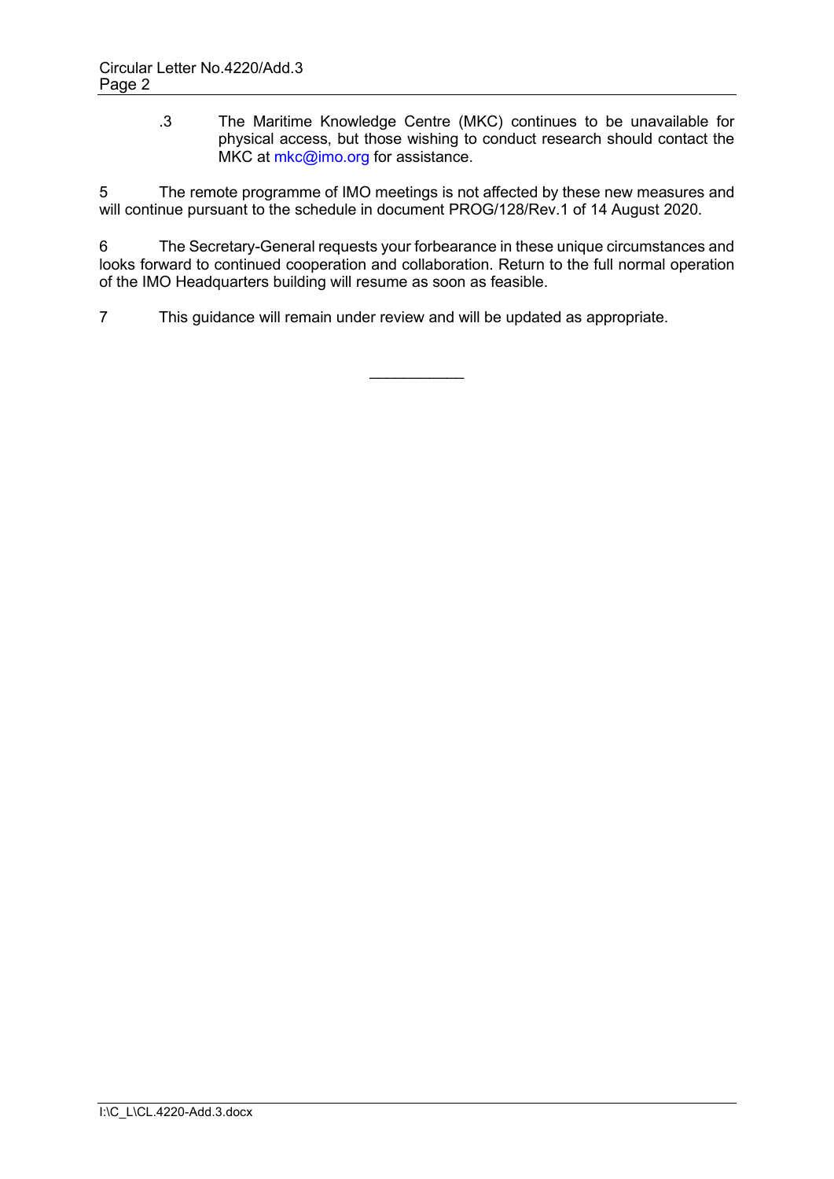.3 The Maritime Knowledge Centre (MKC) continues to be unavailable for physical access, but those wishing to conduct research should contact the MKC at mkc@imo.org for assistance.

5 The remote programme of IMO meetings is not affected by these new measures and will continue pursuant to the schedule in document PROG/128/Rev.1 of 14 August 2020.

6 The Secretary-General requests your forbearance in these unique circumstances and looks forward to continued cooperation and collaboration. Return to the full normal operation of the IMO Headquarters building will resume as soon as feasible.

7 This guidance will remain under review and will be updated as appropriate.

___________